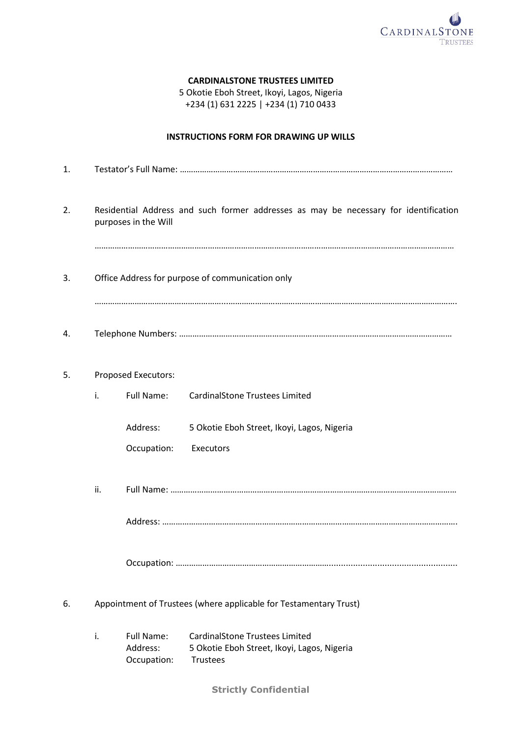**CARDINALSTONE TRUSTEES LIMITED**
5 Okotie Eboh Street, Ikoyi, Lagos, Nigeria
+234 (1) 631 2225 | +234 (1) 710 0433

**INSTRUCTIONS FORM FOR DRAWING UP WILLS**

1. Testator's Full Name: ………………………………………………………………………………………………………………

2. Residential Address and such former addresses as may be necessary for identification purposes in the Will

   ……………………………………………………………………………………………………………………………………………………

3. Office Address for purpose of communication only

   ……………………………………………………………………………………………………………………………………………………

4. Telephone Numbers: ………………………………………………………………………………………………………………

5. Proposed Executors:

   i. Full Name: CardinalStone Trustees Limited

      Address: 5 Okotie Eboh Street, Ikoyi, Lagos, Nigeria

      Occupation: Executors

   ii. Full Name: ……………………………………………………………………………………………………………………

      Address: ………………………………………………………………………………………………………………………

      Occupation: ……………………………………………………………………………………………………………………

6. Appointment of Trustees (where applicable for Testamentary Trust)

   i. Full Name: CardinalStone Trustees Limited
      Address: 5 Okotie Eboh Street, Ikoyi, Lagos, Nigeria
      Occupation: Trustees

**Strictly Confidential**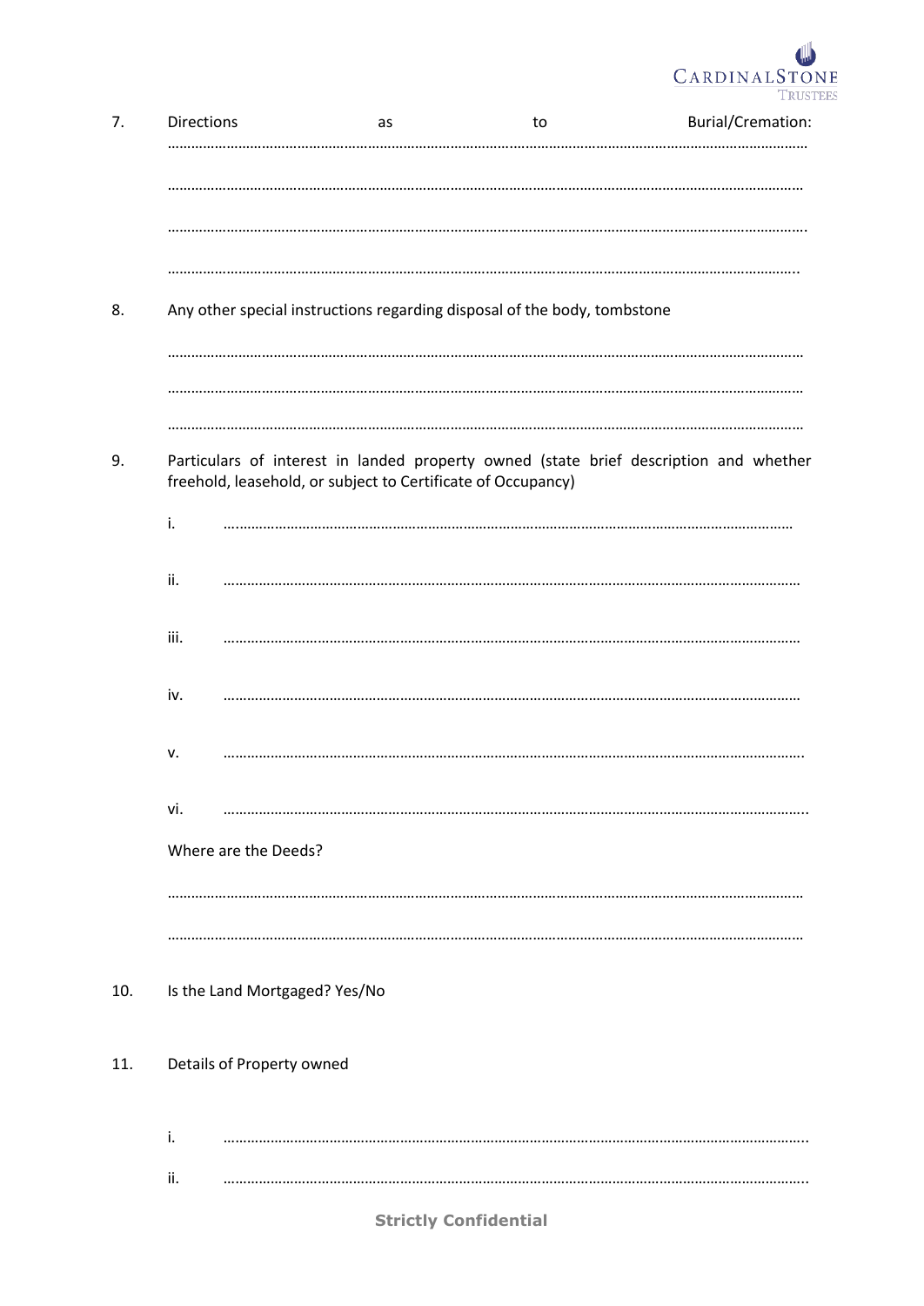7. Directions as to Burial/Cremation: ……………………………………………………………………………………………………………………………………

……………………………………………………………………………………………………………………………………

……………………………………………………………………………………………………………………………………

……………………………………………………………………………………………………………………………………

8. Any other special instructions regarding disposal of the body, tombstone

……………………………………………………………………………………………………………………………………

……………………………………………………………………………………………………………………………………

……………………………………………………………………………………………………………………………………

9. Particulars of interest in landed property owned (state brief description and whether freehold, leasehold, or subject to Certificate of Occupancy)

   i. ……………………………………………………………………………………………………………………………

   ii. ……………………………………………………………………………………………………………………………

   iii. ……………………………………………………………………………………………………………………………

   iv. ……………………………………………………………………………………………………………………………

   v. ……………………………………………………………………………………………………………………………

   vi. ……………………………………………………………………………………………………………………………

   Where are the Deeds?

   ……………………………………………………………………………………………………………………………………

   ……………………………………………………………………………………………………………………………………

10. Is the Land Mortgaged? Yes/No

11. Details of Property owned

   i. ……………………………………………………………………………………………………………………………

   ii. ……………………………………………………………………………………………………………………………

**Strictly Confidential**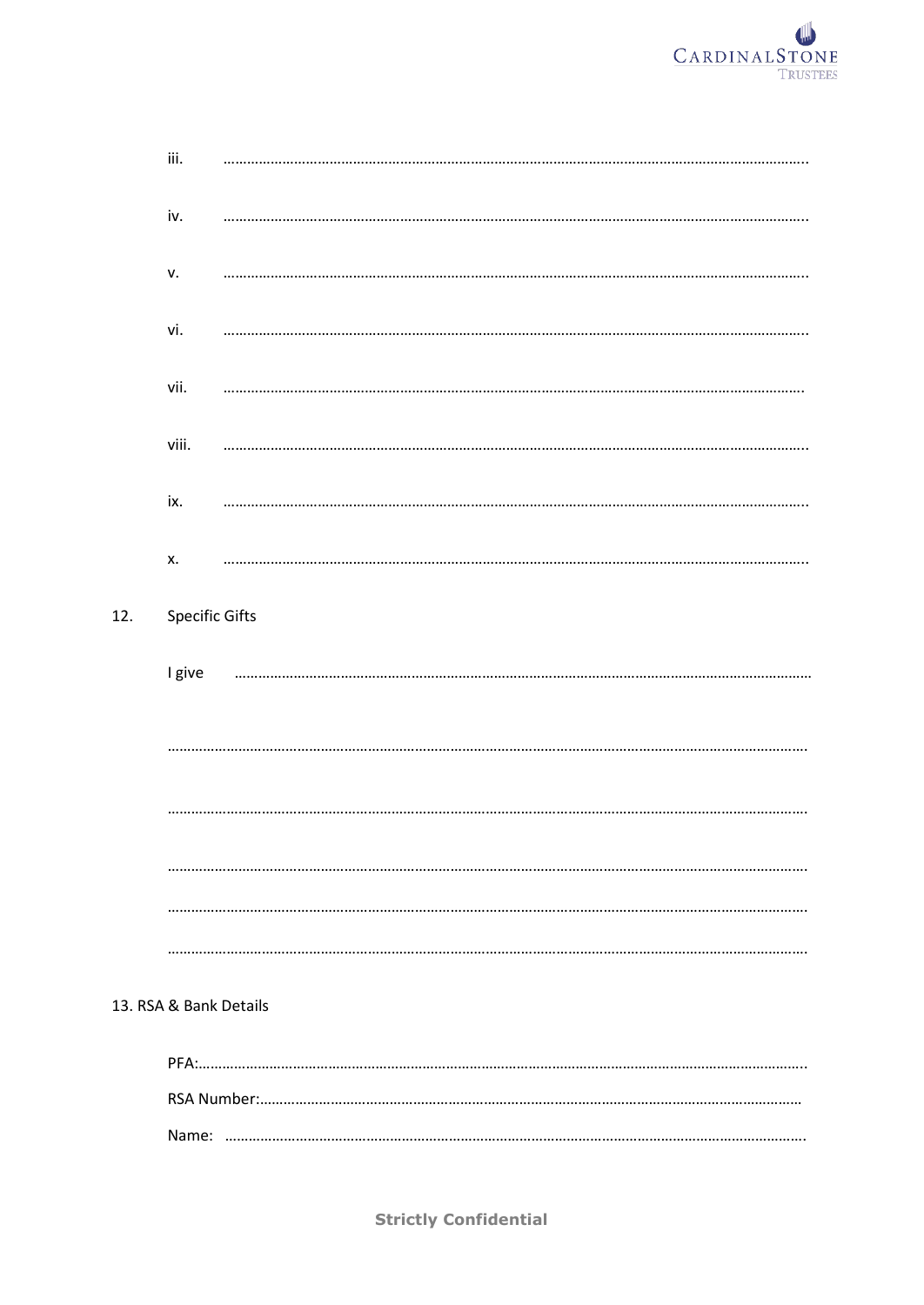iii. ……………………………………………………………………………………………………………………………………..

iv. ……………………………………………………………………………………………………………………………………..

v. ……………………………………………………………………………………………………………………………………..

vi. ……………………………………………………………………………………………………………………………………..

vii. …………………………………………………………………………………………………………………………………….

viii. ……………………………………………………………………………………………………………………………………..

ix. ……………………………………………………………………………………………………………………………………..

x. ……………………………………………………………………………………………………………………………………..

12. Specific Gifts

I give ……………………………………………………………………………………………………………………………………

…………………………………………………………………………………………………………………………………………….

…………………………………………………………………………………………………………………………………………….

…………………………………………………………………………………………………………………………………………….

…………………………………………………………………………………………………………………………………………….

…………………………………………………………………………………………………………………………………………….

13. RSA & Bank Details

PFA:……………………………………………………………………………………………………………………………………..

RSA Number:……………………………………………………………………………………………………………………

Name: ……………………………………………………………………………………………………………………………….

Strictly Confidential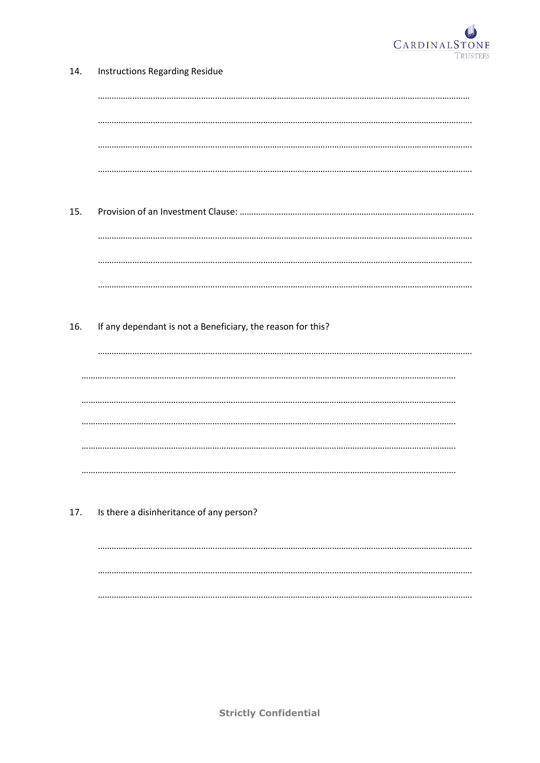14. Instructions Regarding Residue

……………………………………………………………………………………………………………………………………………………

……………………………………………………………………………………………………………………………………………………

……………………………………………………………………………………………………………………………………………………

……………………………………………………………………………………………………………………………………………………

15. Provision of an Investment Clause: ……………………………………………………………………………………………

……………………………………………………………………………………………………………………………………………………

……………………………………………………………………………………………………………………………………………………

……………………………………………………………………………………………………………………………………………………

16. If any dependant is not a Beneficiary, the reason for this?

……………………………………………………………………………………………………………………………………………………

……………………………………………………………………………………………………………………………………………………

……………………………………………………………………………………………………………………………………………………

……………………………………………………………………………………………………………………………………………………

……………………………………………………………………………………………………………………………………………………

……………………………………………………………………………………………………………………………………………………

17. Is there a disinheritance of any person?

……………………………………………………………………………………………………………………………………………………

……………………………………………………………………………………………………………………………………………………

……………………………………………………………………………………………………………………………………………………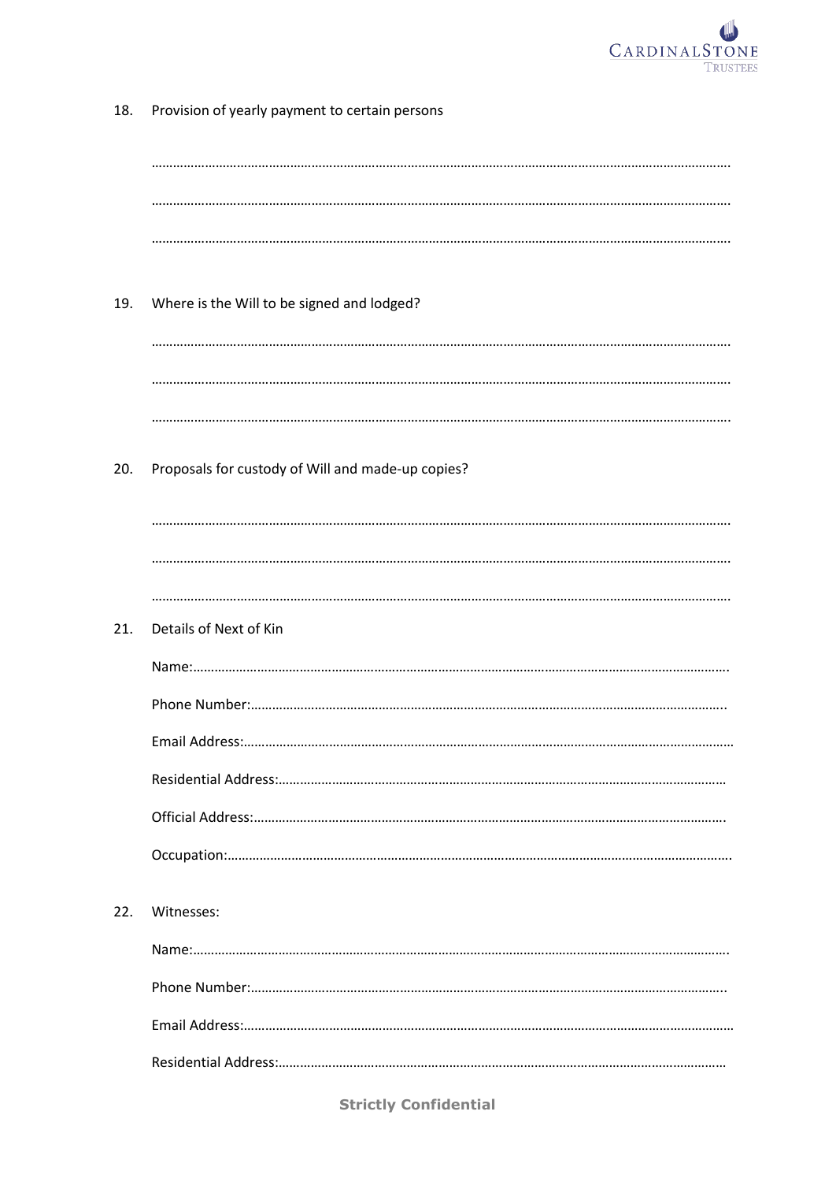18. Provision of yearly payment to certain persons

……………………………………………………………………………………………………………………………………………

……………………………………………………………………………………………………………………………………………

……………………………………………………………………………………………………………………………………………

19. Where is the Will to be signed and lodged?

……………………………………………………………………………………………………………………………………………

……………………………………………………………………………………………………………………………………………

……………………………………………………………………………………………………………………………………………

20. Proposals for custody of Will and made-up copies?

……………………………………………………………………………………………………………………………………………

……………………………………………………………………………………………………………………………………………

……………………………………………………………………………………………………………………………………………

21. Details of Next of Kin

Name:…………………………………………………………………………………………………………………………………

Phone Number:…………………………………………………………………………………………………………………

Email Address:……………………………………………………………………………………………………………………

Residential Address:………………………………………………………………………………………………………

Official Address:………………………………………………………………………………………………………………

Occupation:……………………………………………………………………………………………………………………

22. Witnesses:

Name:…………………………………………………………………………………………………………………………………

Phone Number:…………………………………………………………………………………………………………………

Email Address:……………………………………………………………………………………………………………………

Residential Address:………………………………………………………………………………………………………

**Strictly Confidential**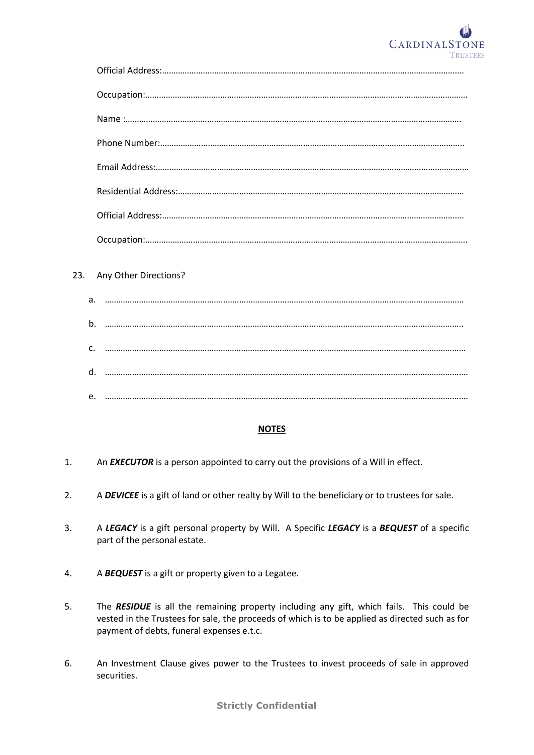Official Address:……………………………………………………………………………………………………………………….

Occupation:……………………………………………………………………………………………………………………………….

Name :……………………………………………………………………………………………………………………………….

Phone Number:………………………………………………………………………………………………………………………..

Email Address:…………………………………………………………………………………………………………………………

Residential Address:…………………………………………………………………………………………………………………

Official Address:……………………………………………………………………………………………………………………….

Occupation:……………………………………………………………………………………………………………………………….

23. Any Other Directions?

a. …………………………………………………………………………………………………………………………………………

b. …………………………………………………………………………………………………………………………………………..

c. ……………………………………………………………………………………………………………………………………………

d. ……………………………………………………………………………………………………………………………………………

e. ……………………………………………………………………………………………………………………………………………

## NOTES

1. An ***EXECUTOR*** is a person appointed to carry out the provisions of a Will in effect.

2. A ***DEVICEE*** is a gift of land or other realty by Will to the beneficiary or to trustees for sale.

3. A ***LEGACY*** is a gift personal property by Will. A Specific ***LEGACY*** is a ***BEQUEST*** of a specific part of the personal estate.

4. A ***BEQUEST*** is a gift or property given to a Legatee.

5. The ***RESIDUE*** is all the remaining property including any gift, which fails. This could be vested in the Trustees for sale, the proceeds of which is to be applied as directed such as for payment of debts, funeral expenses e.t.c.

6. An Investment Clause gives power to the Trustees to invest proceeds of sale in approved securities.

**Strictly Confidential**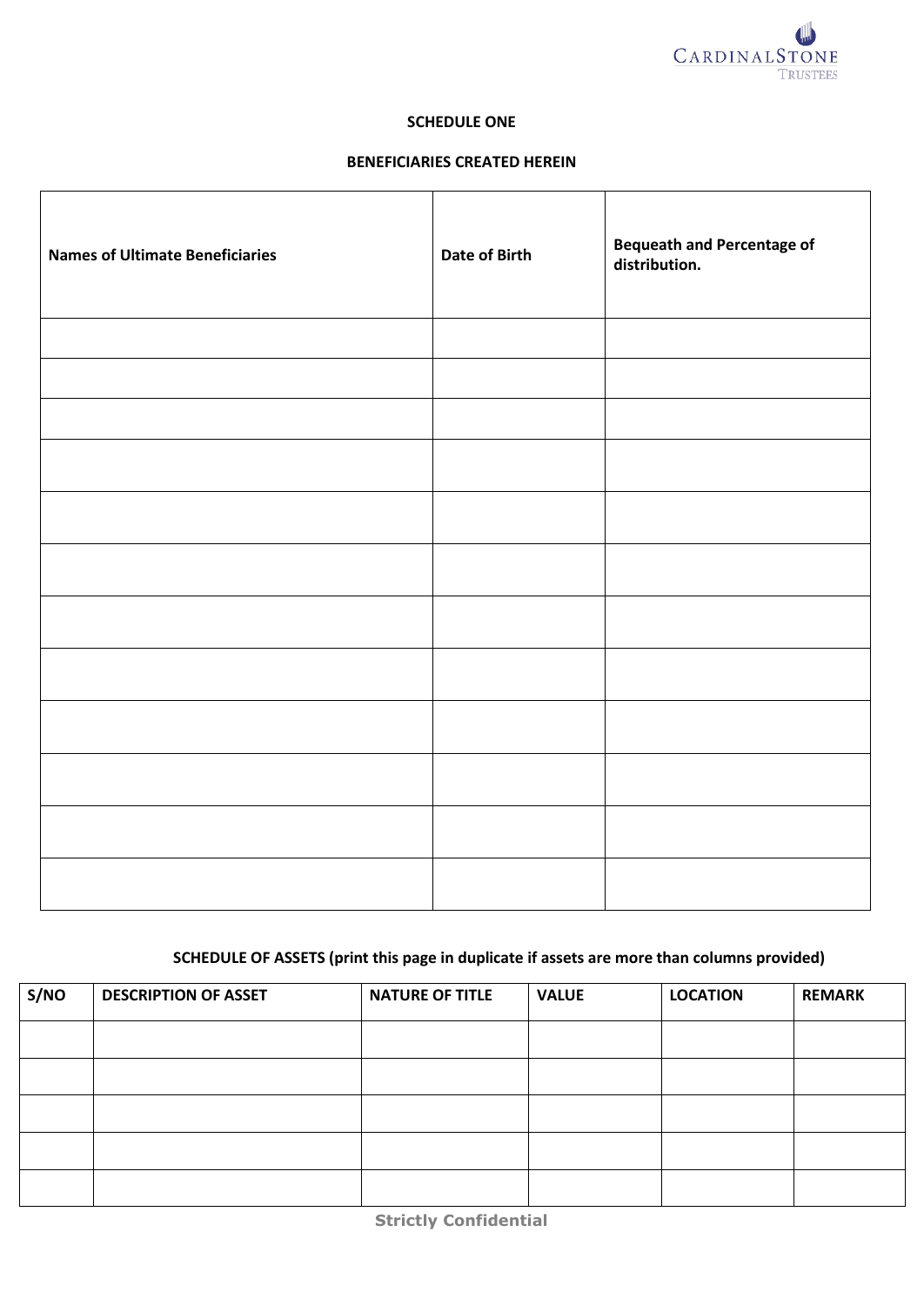## SCHEDULE ONE

### BENEFICIARIES CREATED HEREIN

| Names of Ultimate Beneficiaries | Date of Birth | Bequeath and Percentage of distribution. |
|---|---|---|
| | | |
| | | |
| | | |
| | | |
| | | |
| | | |
| | | |
| | | |
| | | |
| | | |
| | | |
| | | |

### SCHEDULE OF ASSETS (print this page in duplicate if assets are more than columns provided)

| S/NO | DESCRIPTION OF ASSET | NATURE OF TITLE | VALUE | LOCATION | REMARK |
|---|---|---|---|---|---|
| | | | | | |
| | | | | | |
| | | | | | |
| | | | | | |
| | | | | | |

**Strictly Confidential**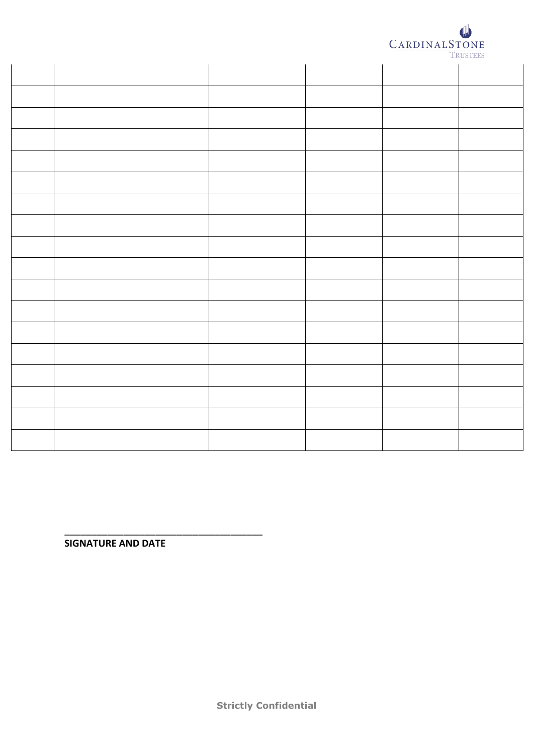| | | | | | |
|---|---|---|---|---|---|
| | | | | | |
| | | | | | |
| | | | | | |
| | | | | | |
| | | | | | |
| | | | | | |
| | | | | | |
| | | | | | |
| | | | | | |
| | | | | | |
| | | | | | |
| | | | | | |
| | | | | | |
| | | | | | |
| | | | | | |
| | | | | | |
| | | | | | |
| | | | | | |

________________________________________

**SIGNATURE AND DATE**